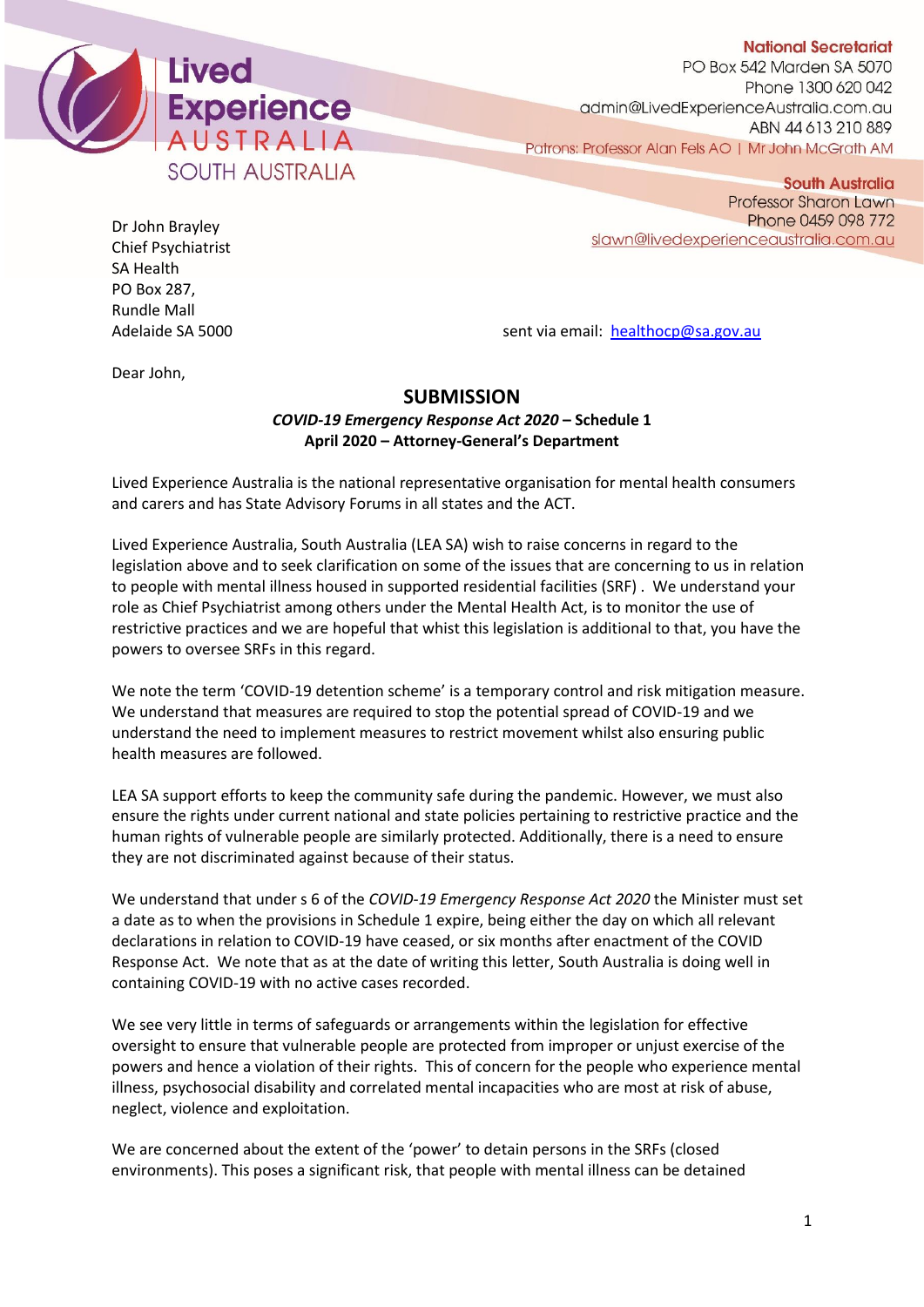Lived Experience AUSTRALIA
SOUTH AUSTRALIA

**National Secretariat**
PO Box 542 Marden SA 5070
Phone 1300 620 042
admin@LivedExperienceAustralia.com.au
ABN 44 613 210 889
Patrons: Professor Alan Fels AO | Mr John McGrath AM

**South Australia**
Professor Sharon Lawn
Phone 0459 098 772
slawn@livedexperienceaustralia.com.au

Dr John Brayley
Chief Psychiatrist
SA Health
PO Box 287,
Rundle Mall
Adelaide SA 5000

sent via email: healthocp@sa.gov.au

Dear John,

## SUBMISSION

***COVID-19 Emergency Response Act 2020* – Schedule 1**
**April 2020 – Attorney-General's Department**

Lived Experience Australia is the national representative organisation for mental health consumers and carers and has State Advisory Forums in all states and the ACT.

Lived Experience Australia, South Australia (LEA SA) wish to raise concerns in regard to the legislation above and to seek clarification on some of the issues that are concerning to us in relation to people with mental illness housed in supported residential facilities (SRF) . We understand your role as Chief Psychiatrist among others under the Mental Health Act, is to monitor the use of restrictive practices and we are hopeful that whist this legislation is additional to that, you have the powers to oversee SRFs in this regard.

We note the term 'COVID-19 detention scheme' is a temporary control and risk mitigation measure. We understand that measures are required to stop the potential spread of COVID-19 and we understand the need to implement measures to restrict movement whilst also ensuring public health measures are followed.

LEA SA support efforts to keep the community safe during the pandemic. However, we must also ensure the rights under current national and state policies pertaining to restrictive practice and the human rights of vulnerable people are similarly protected. Additionally, there is a need to ensure they are not discriminated against because of their status.

We understand that under s 6 of the *COVID-19 Emergency Response Act 2020* the Minister must set a date as to when the provisions in Schedule 1 expire, being either the day on which all relevant declarations in relation to COVID-19 have ceased, or six months after enactment of the COVID Response Act. We note that as at the date of writing this letter, South Australia is doing well in containing COVID-19 with no active cases recorded.

We see very little in terms of safeguards or arrangements within the legislation for effective oversight to ensure that vulnerable people are protected from improper or unjust exercise of the powers and hence a violation of their rights. This of concern for the people who experience mental illness, psychosocial disability and correlated mental incapacities who are most at risk of abuse, neglect, violence and exploitation.

We are concerned about the extent of the 'power' to detain persons in the SRFs (closed environments). This poses a significant risk, that people with mental illness can be detained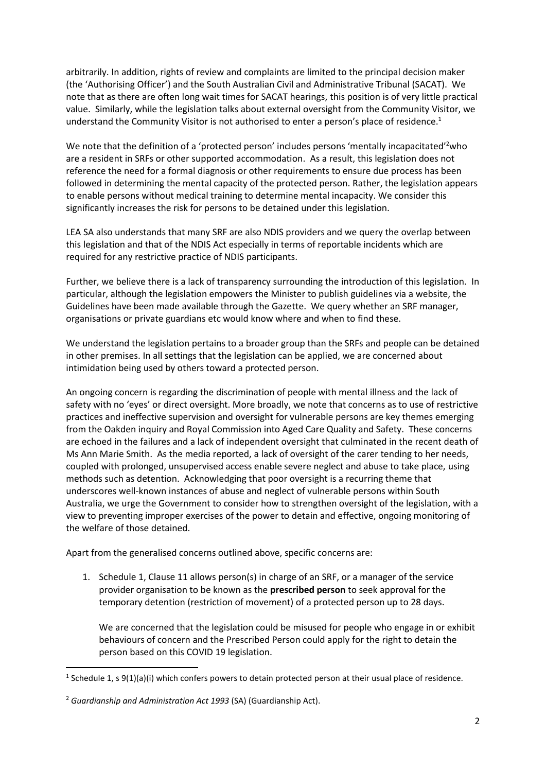arbitrarily. In addition, rights of review and complaints are limited to the principal decision maker (the 'Authorising Officer') and the South Australian Civil and Administrative Tribunal (SACAT). We note that as there are often long wait times for SACAT hearings, this position is of very little practical value. Similarly, while the legislation talks about external oversight from the Community Visitor, we understand the Community Visitor is not authorised to enter a person's place of residence.[1]

We note that the definition of a 'protected person' includes persons 'mentally incapacitated'[2] who are a resident in SRFs or other supported accommodation. As a result, this legislation does not reference the need for a formal diagnosis or other requirements to ensure due process has been followed in determining the mental capacity of the protected person. Rather, the legislation appears to enable persons without medical training to determine mental incapacity. We consider this significantly increases the risk for persons to be detained under this legislation.

LEA SA also understands that many SRF are also NDIS providers and we query the overlap between this legislation and that of the NDIS Act especially in terms of reportable incidents which are required for any restrictive practice of NDIS participants.

Further, we believe there is a lack of transparency surrounding the introduction of this legislation. In particular, although the legislation empowers the Minister to publish guidelines via a website, the Guidelines have been made available through the Gazette. We query whether an SRF manager, organisations or private guardians etc would know where and when to find these.

We understand the legislation pertains to a broader group than the SRFs and people can be detained in other premises. In all settings that the legislation can be applied, we are concerned about intimidation being used by others toward a protected person.

An ongoing concern is regarding the discrimination of people with mental illness and the lack of safety with no 'eyes' or direct oversight. More broadly, we note that concerns as to use of restrictive practices and ineffective supervision and oversight for vulnerable persons are key themes emerging from the Oakden inquiry and Royal Commission into Aged Care Quality and Safety. These concerns are echoed in the failures and a lack of independent oversight that culminated in the recent death of Ms Ann Marie Smith. As the media reported, a lack of oversight of the carer tending to her needs, coupled with prolonged, unsupervised access enable severe neglect and abuse to take place, using methods such as detention. Acknowledging that poor oversight is a recurring theme that underscores well-known instances of abuse and neglect of vulnerable persons within South Australia, we urge the Government to consider how to strengthen oversight of the legislation, with a view to preventing improper exercises of the power to detain and effective, ongoing monitoring of the welfare of those detained.

Apart from the generalised concerns outlined above, specific concerns are:

1. Schedule 1, Clause 11 allows person(s) in charge of an SRF, or a manager of the service provider organisation to be known as the **prescribed person** to seek approval for the temporary detention (restriction of movement) of a protected person up to 28 days.

   We are concerned that the legislation could be misused for people who engage in or exhibit behaviours of concern and the Prescribed Person could apply for the right to detain the person based on this COVID 19 legislation.

---

[1] Schedule 1, s 9(1)(a)(i) which confers powers to detain protected person at their usual place of residence.

[2] *Guardianship and Administration Act 1993* (SA) (Guardianship Act).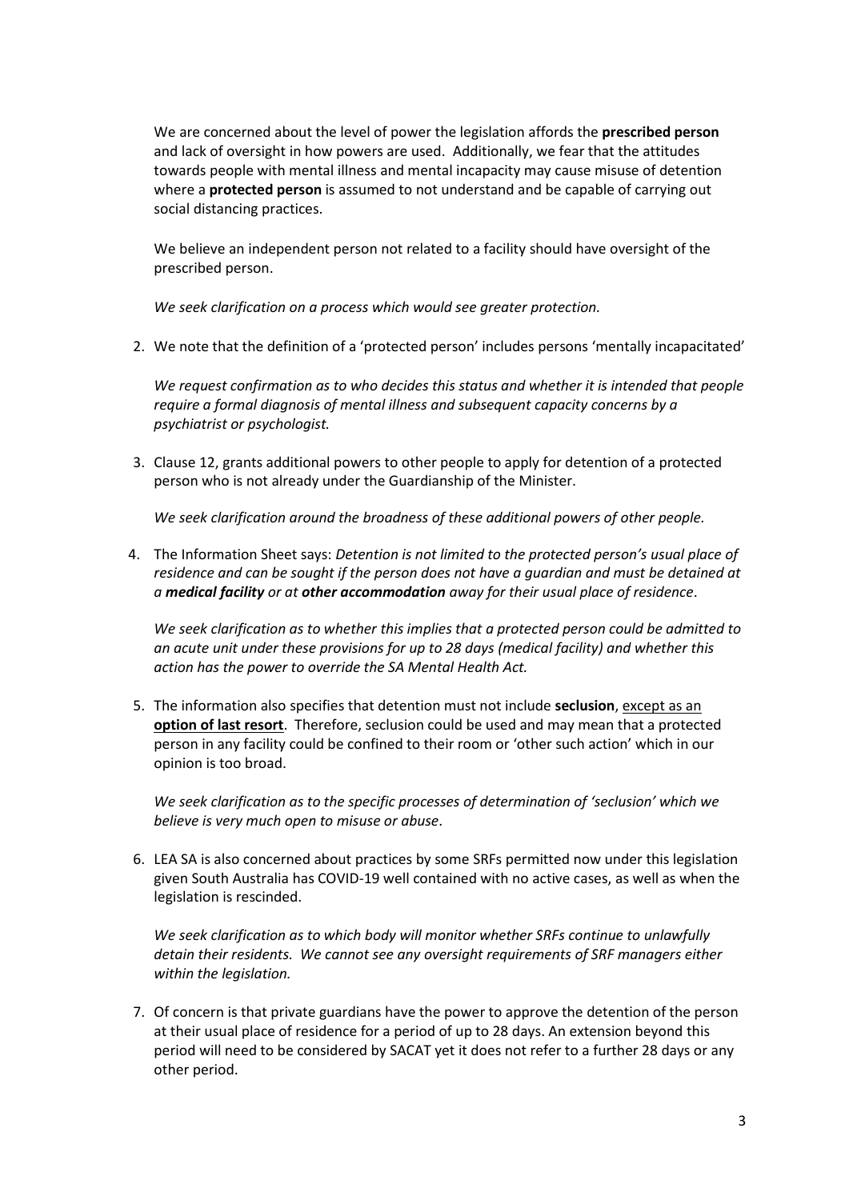We are concerned about the level of power the legislation affords the **prescribed person** and lack of oversight in how powers are used. Additionally, we fear that the attitudes towards people with mental illness and mental incapacity may cause misuse of detention where a **protected person** is assumed to not understand and be capable of carrying out social distancing practices.

We believe an independent person not related to a facility should have oversight of the prescribed person.

*We seek clarification on a process which would see greater protection.*

2. We note that the definition of a 'protected person' includes persons 'mentally incapacitated'

   *We request confirmation as to who decides this status and whether it is intended that people require a formal diagnosis of mental illness and subsequent capacity concerns by a psychiatrist or psychologist.*

3. Clause 12, grants additional powers to other people to apply for detention of a protected person who is not already under the Guardianship of the Minister.

   *We seek clarification around the broadness of these additional powers of other people.*

4. The Information Sheet says: *Detention is not limited to the protected person's usual place of residence and can be sought if the person does not have a guardian and must be detained at a **medical facility** or at **other accommodation** away for their usual place of residence*.

   *We seek clarification as to whether this implies that a protected person could be admitted to an acute unit under these provisions for up to 28 days (medical facility) and whether this action has the power to override the SA Mental Health Act.*

5. The information also specifies that detention must not include **seclusion**, <u>except as an **option of last resort**</u>. Therefore, seclusion could be used and may mean that a protected person in any facility could be confined to their room or 'other such action' which in our opinion is too broad.

   *We seek clarification as to the specific processes of determination of 'seclusion' which we believe is very much open to misuse or abuse*.

6. LEA SA is also concerned about practices by some SRFs permitted now under this legislation given South Australia has COVID-19 well contained with no active cases, as well as when the legislation is rescinded.

   *We seek clarification as to which body will monitor whether SRFs continue to unlawfully detain their residents. We cannot see any oversight requirements of SRF managers either within the legislation.*

7. Of concern is that private guardians have the power to approve the detention of the person at their usual place of residence for a period of up to 28 days. An extension beyond this period will need to be considered by SACAT yet it does not refer to a further 28 days or any other period.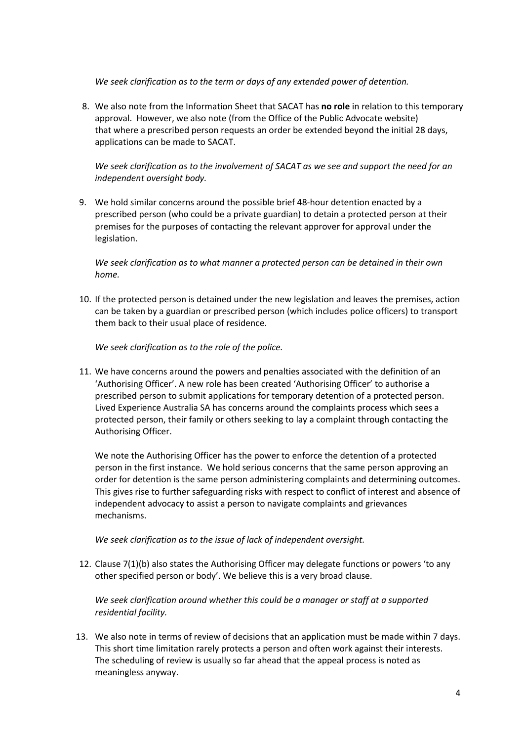*We seek clarification as to the term or days of any extended power of detention.*

8. We also note from the Information Sheet that SACAT has **no role** in relation to this temporary approval. However, we also note (from the Office of the Public Advocate website) that where a prescribed person requests an order be extended beyond the initial 28 days, applications can be made to SACAT.

   *We seek clarification as to the involvement of SACAT as we see and support the need for an independent oversight body.*

9. We hold similar concerns around the possible brief 48-hour detention enacted by a prescribed person (who could be a private guardian) to detain a protected person at their premises for the purposes of contacting the relevant approver for approval under the legislation.

   *We seek clarification as to what manner a protected person can be detained in their own home.*

10. If the protected person is detained under the new legislation and leaves the premises, action can be taken by a guardian or prescribed person (which includes police officers) to transport them back to their usual place of residence.

    *We seek clarification as to the role of the police.*

11. We have concerns around the powers and penalties associated with the definition of an 'Authorising Officer'. A new role has been created 'Authorising Officer' to authorise a prescribed person to submit applications for temporary detention of a protected person. Lived Experience Australia SA has concerns around the complaints process which sees a protected person, their family or others seeking to lay a complaint through contacting the Authorising Officer.

    We note the Authorising Officer has the power to enforce the detention of a protected person in the first instance. We hold serious concerns that the same person approving an order for detention is the same person administering complaints and determining outcomes. This gives rise to further safeguarding risks with respect to conflict of interest and absence of independent advocacy to assist a person to navigate complaints and grievances mechanisms.

    *We seek clarification as to the issue of lack of independent oversight.*

12. Clause 7(1)(b) also states the Authorising Officer may delegate functions or powers 'to any other specified person or body'. We believe this is a very broad clause.

    *We seek clarification around whether this could be a manager or staff at a supported residential facility.*

13. We also note in terms of review of decisions that an application must be made within 7 days. This short time limitation rarely protects a person and often work against their interests. The scheduling of review is usually so far ahead that the appeal process is noted as meaningless anyway.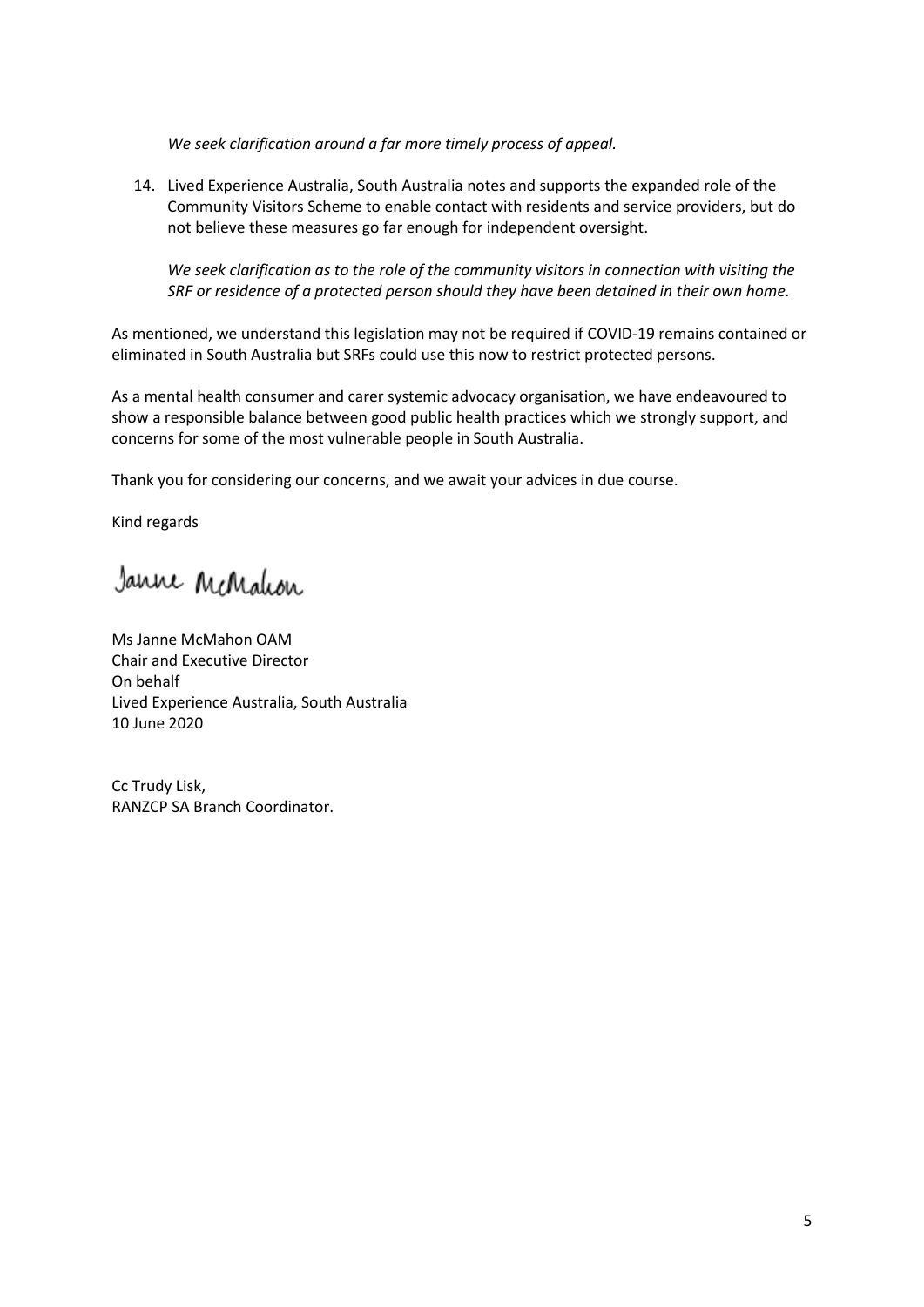*We seek clarification around a far more timely process of appeal.*

14. Lived Experience Australia, South Australia notes and supports the expanded role of the Community Visitors Scheme to enable contact with residents and service providers, but do not believe these measures go far enough for independent oversight.

    *We seek clarification as to the role of the community visitors in connection with visiting the SRF or residence of a protected person should they have been detained in their own home.*

As mentioned, we understand this legislation may not be required if COVID-19 remains contained or eliminated in South Australia but SRFs could use this now to restrict protected persons.

As a mental health consumer and carer systemic advocacy organisation, we have endeavoured to show a responsible balance between good public health practices which we strongly support, and concerns for some of the most vulnerable people in South Australia.

Thank you for considering our concerns, and we await your advices in due course.

Kind regards

Janne McMahon

Ms Janne McMahon OAM
Chair and Executive Director
On behalf
Lived Experience Australia, South Australia
10 June 2020

Cc Trudy Lisk,
RANZCP SA Branch Coordinator.